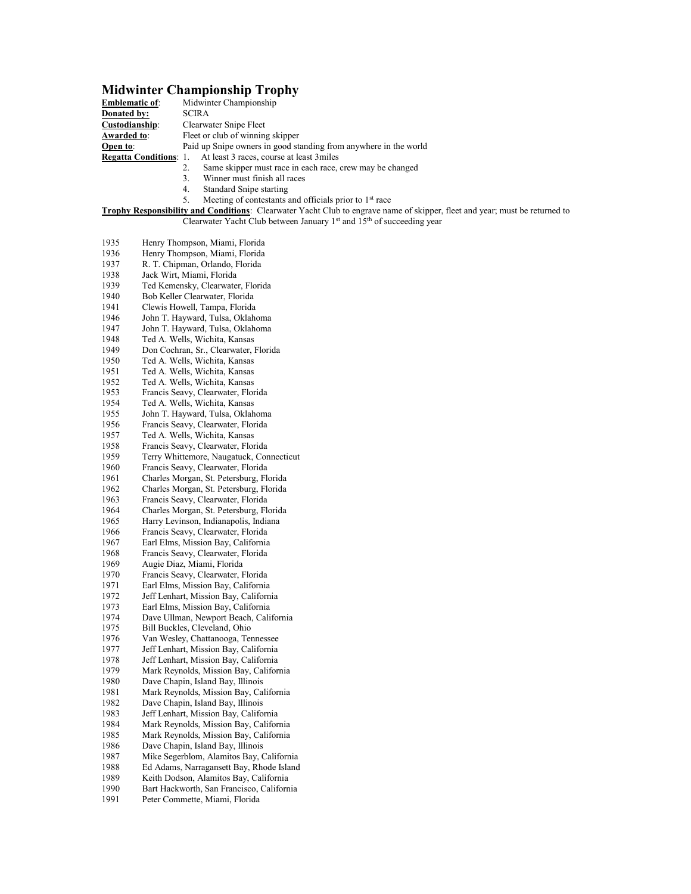# Midwinter Championship Trophy

**Emblematic of**: Midwinter Championship
**Donated by:** SCIRA
**Custodianship**: Clearwater Snipe Fleet
**Awarded to**: Fleet or club of winning skipper
**Open to**: Paid up Snipe owners in good standing from anywhere in the world
**Regatta Conditions**:
1. At least 3 races, course at least 3miles
2. Same skipper must race in each race, crew may be changed
3. Winner must finish all races
4. Standard Snipe starting
5. Meeting of contestants and officials prior to 1st race

**Trophy Responsibility and Conditions**: Clearwater Yacht Club to engrave name of skipper, fleet and year; must be returned to Clearwater Yacht Club between January 1st and 15th of succeeding year

| | |
|---|---|
| 1935 | Henry Thompson, Miami, Florida |
| 1936 | Henry Thompson, Miami, Florida |
| 1937 | R. T. Chipman, Orlando, Florida |
| 1938 | Jack Wirt, Miami, Florida |
| 1939 | Ted Kemensky, Clearwater, Florida |
| 1940 | Bob Keller Clearwater, Florida |
| 1941 | Clewis Howell, Tampa, Florida |
| 1946 | John T. Hayward, Tulsa, Oklahoma |
| 1947 | John T. Hayward, Tulsa, Oklahoma |
| 1948 | Ted A. Wells, Wichita, Kansas |
| 1949 | Don Cochran, Sr., Clearwater, Florida |
| 1950 | Ted A. Wells, Wichita, Kansas |
| 1951 | Ted A. Wells, Wichita, Kansas |
| 1952 | Ted A. Wells, Wichita, Kansas |
| 1953 | Francis Seavy, Clearwater, Florida |
| 1954 | Ted A. Wells, Wichita, Kansas |
| 1955 | John T. Hayward, Tulsa, Oklahoma |
| 1956 | Francis Seavy, Clearwater, Florida |
| 1957 | Ted A. Wells, Wichita, Kansas |
| 1958 | Francis Seavy, Clearwater, Florida |
| 1959 | Terry Whittemore, Naugatuck, Connecticut |
| 1960 | Francis Seavy, Clearwater, Florida |
| 1961 | Charles Morgan, St. Petersburg, Florida |
| 1962 | Charles Morgan, St. Petersburg, Florida |
| 1963 | Francis Seavy, Clearwater, Florida |
| 1964 | Charles Morgan, St. Petersburg, Florida |
| 1965 | Harry Levinson, Indianapolis, Indiana |
| 1966 | Francis Seavy, Clearwater, Florida |
| 1967 | Earl Elms, Mission Bay, California |
| 1968 | Francis Seavy, Clearwater, Florida |
| 1969 | Augie Diaz, Miami, Florida |
| 1970 | Francis Seavy, Clearwater, Florida |
| 1971 | Earl Elms, Mission Bay, California |
| 1972 | Jeff Lenhart, Mission Bay, California |
| 1973 | Earl Elms, Mission Bay, California |
| 1974 | Dave Ullman, Newport Beach, California |
| 1975 | Bill Buckles, Cleveland, Ohio |
| 1976 | Van Wesley, Chattanooga, Tennessee |
| 1977 | Jeff Lenhart, Mission Bay, California |
| 1978 | Jeff Lenhart, Mission Bay, California |
| 1979 | Mark Reynolds, Mission Bay, California |
| 1980 | Dave Chapin, Island Bay, Illinois |
| 1981 | Mark Reynolds, Mission Bay, California |
| 1982 | Dave Chapin, Island Bay, Illinois |
| 1983 | Jeff Lenhart, Mission Bay, California |
| 1984 | Mark Reynolds, Mission Bay, California |
| 1985 | Mark Reynolds, Mission Bay, California |
| 1986 | Dave Chapin, Island Bay, Illinois |
| 1987 | Mike Segerblom, Alamitos Bay, California |
| 1988 | Ed Adams, Narragansett Bay, Rhode Island |
| 1989 | Keith Dodson, Alamitos Bay, California |
| 1990 | Bart Hackworth, San Francisco, California |
| 1991 | Peter Commette, Miami, Florida |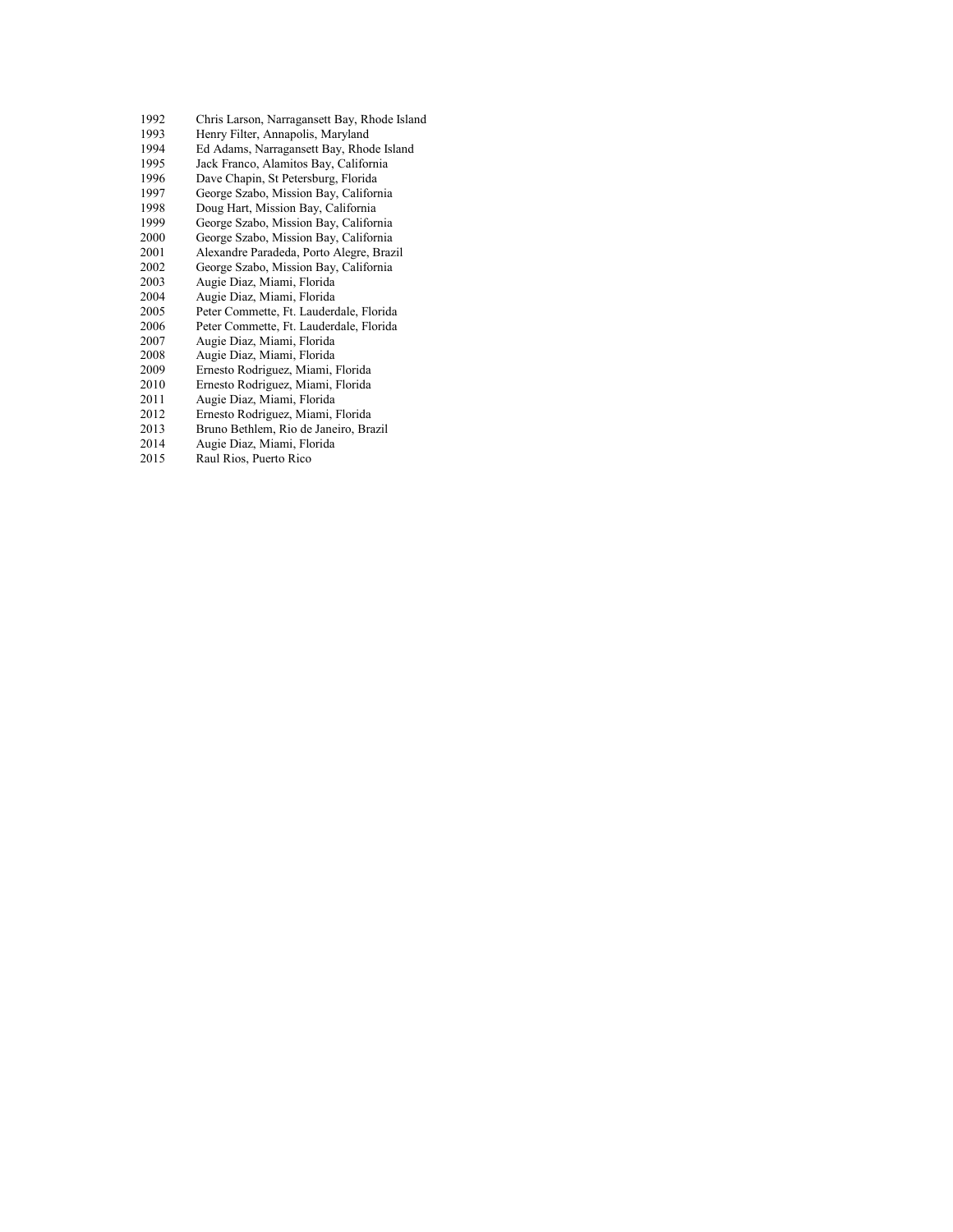| | |
|---|---|
| 1992 | Chris Larson, Narragansett Bay, Rhode Island |
| 1993 | Henry Filter, Annapolis, Maryland |
| 1994 | Ed Adams, Narragansett Bay, Rhode Island |
| 1995 | Jack Franco, Alamitos Bay, California |
| 1996 | Dave Chapin, St Petersburg, Florida |
| 1997 | George Szabo, Mission Bay, California |
| 1998 | Doug Hart, Mission Bay, California |
| 1999 | George Szabo, Mission Bay, California |
| 2000 | George Szabo, Mission Bay, California |
| 2001 | Alexandre Paradeda, Porto Alegre, Brazil |
| 2002 | George Szabo, Mission Bay, California |
| 2003 | Augie Diaz, Miami, Florida |
| 2004 | Augie Diaz, Miami, Florida |
| 2005 | Peter Commette, Ft. Lauderdale, Florida |
| 2006 | Peter Commette, Ft. Lauderdale, Florida |
| 2007 | Augie Diaz, Miami, Florida |
| 2008 | Augie Diaz, Miami, Florida |
| 2009 | Ernesto Rodriguez, Miami, Florida |
| 2010 | Ernesto Rodriguez, Miami, Florida |
| 2011 | Augie Diaz, Miami, Florida |
| 2012 | Ernesto Rodriguez, Miami, Florida |
| 2013 | Bruno Bethlem, Rio de Janeiro, Brazil |
| 2014 | Augie Diaz, Miami, Florida |
| 2015 | Raul Rios, Puerto Rico |